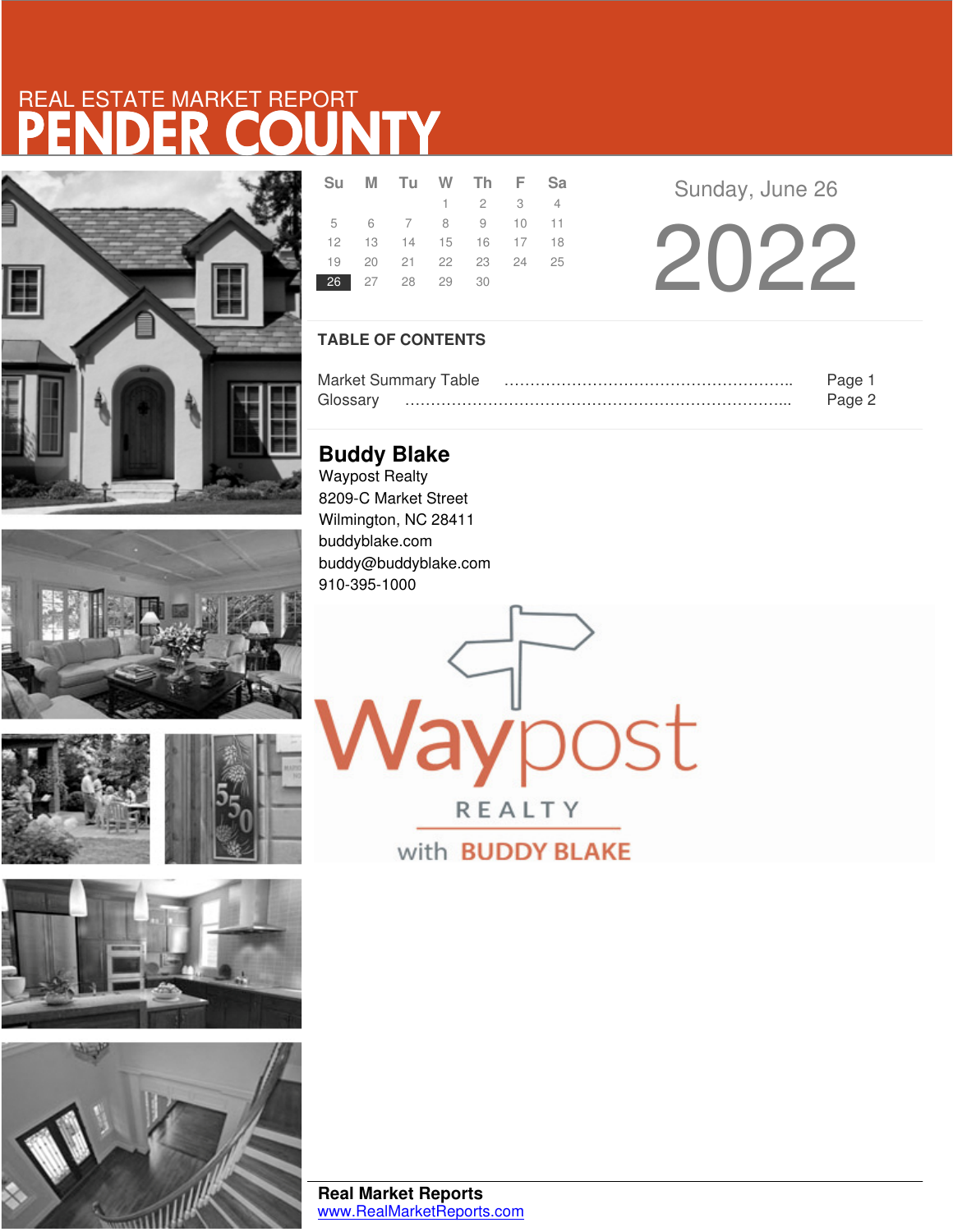REAL ESTATE MARKET REPORT

# PENDER COUNTY

| Su | M | Tu | W | Th | F | Sa |
|---|---|---|---|---|---|---|
| | | | 1 | 2 | 3 | 4 |
| 5 | 6 | 7 | 8 | 9 | 10 | 11 |
| 12 | 13 | 14 | 15 | 16 | 17 | 18 |
| 19 | 20 | 21 | 22 | 23 | 24 | 25 |
| **26** | 27 | 28 | 29 | 30 | | |

Sunday, June 26

# 2022

## TABLE OF CONTENTS

Market Summary Table ........................................................ Page 1
Glossary ........................................................................... Page 2

## Buddy Blake

Waypost Realty
8209-C Market Street
Wilmington, NC 28411
buddyblake.com
buddy@buddyblake.com
910-395-1000

Waypost
REALTY
with BUDDY BLAKE

**Real Market Reports**
www.RealMarketReports.com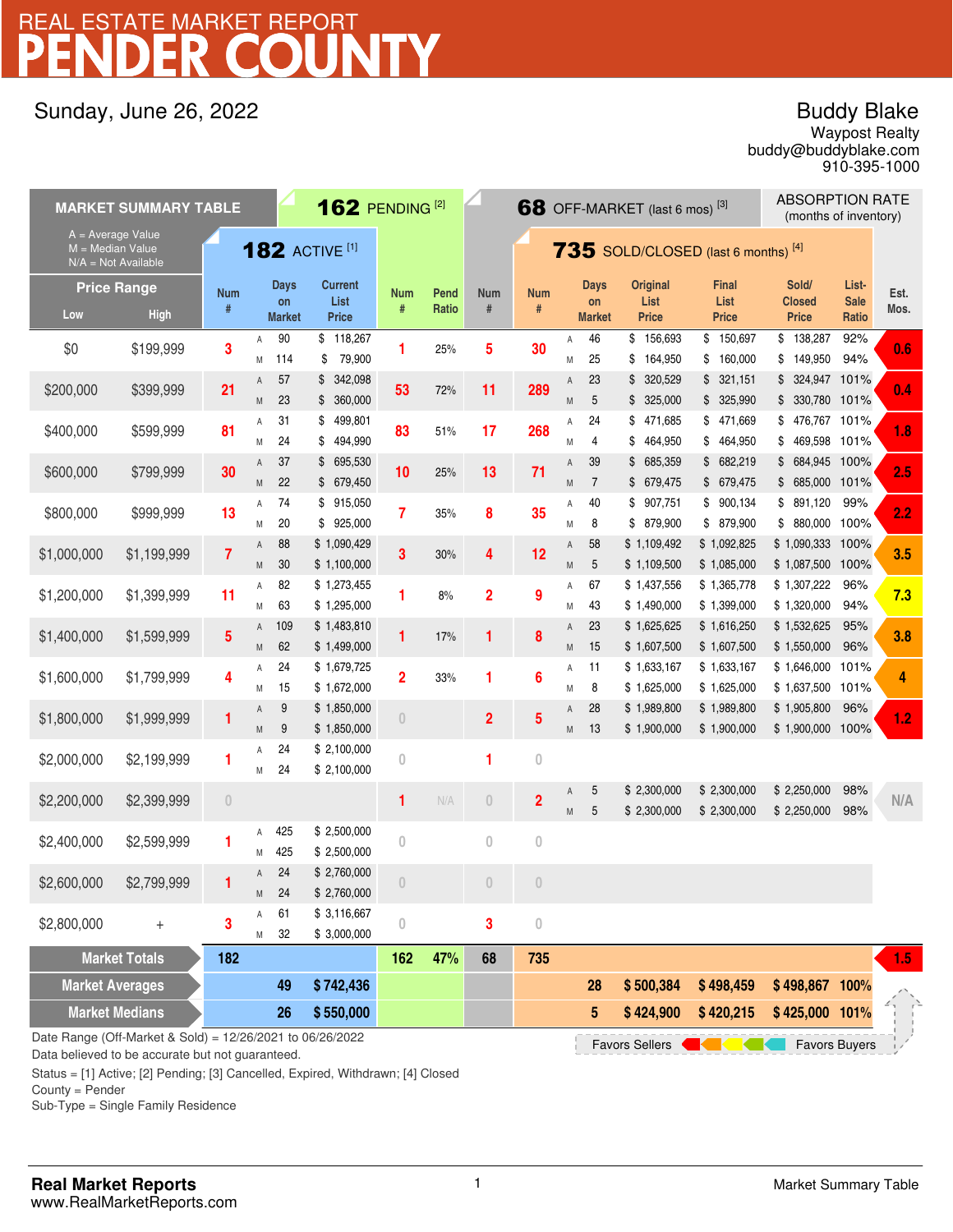# REAL ESTATE MARKET REPORT
# PENDER COUNTY

Sunday, June 26, 2022

**Buddy Blake**
Waypost Realty
buddy@buddyblake.com
910-395-1000

## MARKET SUMMARY TABLE

A = Average Value
M = Median Value
N/A = Not Available

| Price Range Low | Price Range High | 182 ACTIVE [1] Num # | | Days on Market | Current List Price | 162 PENDING [2] Num # | Pend Ratio | 68 OFF-MARKET (last 6 mos) [3] Num # | 735 SOLD/CLOSED (last 6 months) [4] Num # | | Days on Market | Original List Price | Final List Price | Sold/ Closed Price | List-Sale Ratio | ABSORPTION RATE (months of inventory) Est. Mos. |
|---|---|---|---|---|---|---|---|---|---|---|---|---|---|---|---|---|
| $0 | $199,999 | 3 | A | 90 | $ 118,267 | 1 | 25% | 5 | 30 | A | 46 | $ 156,693 | $ 150,697 | $ 138,287 | 92% | 0.6 |
| | | | M | 114 | $ 79,900 | | | | | M | 25 | $ 164,950 | $ 160,000 | $ 149,950 | 94% | |
| $200,000 | $399,999 | 21 | A | 57 | $ 342,098 | 53 | 72% | 11 | 289 | A | 23 | $ 320,529 | $ 321,151 | $ 324,947 | 101% | 0.4 |
| | | | M | 23 | $ 360,000 | | | | | M | 5 | $ 325,000 | $ 325,990 | $ 330,780 | 101% | |
| $400,000 | $599,999 | 81 | A | 31 | $ 499,801 | 83 | 51% | 17 | 268 | A | 24 | $ 471,685 | $ 471,669 | $ 476,767 | 101% | 1.8 |
| | | | M | 24 | $ 494,990 | | | | | M | 4 | $ 464,950 | $ 464,950 | $ 469,598 | 101% | |
| $600,000 | $799,999 | 30 | A | 37 | $ 695,530 | 10 | 25% | 13 | 71 | A | 39 | $ 685,359 | $ 682,219 | $ 684,945 | 100% | 2.5 |
| | | | M | 22 | $ 679,450 | | | | | M | 7 | $ 679,475 | $ 679,475 | $ 685,000 | 101% | |
| $800,000 | $999,999 | 13 | A | 74 | $ 915,050 | 7 | 35% | 8 | 35 | A | 40 | $ 907,751 | $ 900,134 | $ 891,120 | 99% | 2.2 |
| | | | M | 20 | $ 925,000 | | | | | M | 8 | $ 879,900 | $ 879,900 | $ 880,000 | 100% | |
| $1,000,000 | $1,199,999 | 7 | A | 88 | $ 1,090,429 | 3 | 30% | 4 | 12 | A | 58 | $ 1,109,492 | $ 1,092,825 | $ 1,090,333 | 100% | 3.5 |
| | | | M | 30 | $ 1,100,000 | | | | | M | 5 | $ 1,109,500 | $ 1,085,000 | $ 1,087,500 | 100% | |
| $1,200,000 | $1,399,999 | 11 | A | 82 | $ 1,273,455 | 1 | 8% | 2 | 9 | A | 67 | $ 1,437,556 | $ 1,365,778 | $ 1,307,222 | 96% | 7.3 |
| | | | M | 63 | $ 1,295,000 | | | | | M | 43 | $ 1,490,000 | $ 1,399,000 | $ 1,320,000 | 94% | |
| $1,400,000 | $1,599,999 | 5 | A | 109 | $ 1,483,810 | 1 | 17% | 1 | 8 | A | 23 | $ 1,625,625 | $ 1,616,250 | $ 1,532,625 | 95% | 3.8 |
| | | | M | 62 | $ 1,499,000 | | | | | M | 15 | $ 1,607,500 | $ 1,607,500 | $ 1,550,000 | 96% | |
| $1,600,000 | $1,799,999 | 4 | A | 24 | $ 1,679,725 | 2 | 33% | 1 | 6 | A | 11 | $ 1,633,167 | $ 1,633,167 | $ 1,646,000 | 101% | 4 |
| | | | M | 15 | $ 1,672,000 | | | | | M | 8 | $ 1,625,000 | $ 1,625,000 | $ 1,637,500 | 101% | |
| $1,800,000 | $1,999,999 | 1 | A | 9 | $ 1,850,000 | 0 | | 2 | 5 | A | 28 | $ 1,989,800 | $ 1,989,800 | $ 1,905,800 | 96% | 1.2 |
| | | | M | 9 | $ 1,850,000 | | | | | M | 13 | $ 1,900,000 | $ 1,900,000 | $ 1,900,000 | 100% | |
| $2,000,000 | $2,199,999 | 1 | A | 24 | $ 2,100,000 | 0 | | 1 | 0 | | | | | | | |
| | | | M | 24 | $ 2,100,000 | | | | | | | | | | | |
| $2,200,000 | $2,399,999 | 0 | | | | 1 | N/A | 0 | 2 | A | 5 | $ 2,300,000 | $ 2,300,000 | $ 2,250,000 | 98% | N/A |
| | | | | | | | | | | M | 5 | $ 2,300,000 | $ 2,300,000 | $ 2,250,000 | 98% | |
| $2,400,000 | $2,599,999 | 1 | A | 425 | $ 2,500,000 | 0 | | 0 | 0 | | | | | | | |
| | | | M | 425 | $ 2,500,000 | | | | | | | | | | | |
| $2,600,000 | $2,799,999 | 1 | A | 24 | $ 2,760,000 | 0 | | 0 | 0 | | | | | | | |
| | | | M | 24 | $ 2,760,000 | | | | | | | | | | | |
| $2,800,000 | + | 3 | A | 61 | $ 3,116,667 | 0 | | 3 | 0 | | | | | | | |
| | | | M | 32 | $ 3,000,000 | | | | | | | | | | | |
| **Market Totals** | | 182 | | | | 162 | 47% | 68 | 735 | | | | | | | 1.5 |
| **Market Averages** | | | | 49 | $ 742,436 | | | | | | 28 | $ 500,384 | $ 498,459 | $ 498,867 | 100% | |
| **Market Medians** | | | | 26 | $ 550,000 | | | | | | 5 | $ 424,900 | $ 420,215 | $ 425,000 | 101% | |

Favors Sellers ← → Favors Buyers

Date Range (Off-Market & Sold) = 12/26/2021 to 06/26/2022
Data believed to be accurate but not guaranteed.

Status = [1] Active; [2] Pending; [3] Cancelled, Expired, Withdrawn; [4] Closed
County = Pender
Sub-Type = Single Family Residence

**Real Market Reports**
www.RealMarketReports.com

Market Summary Table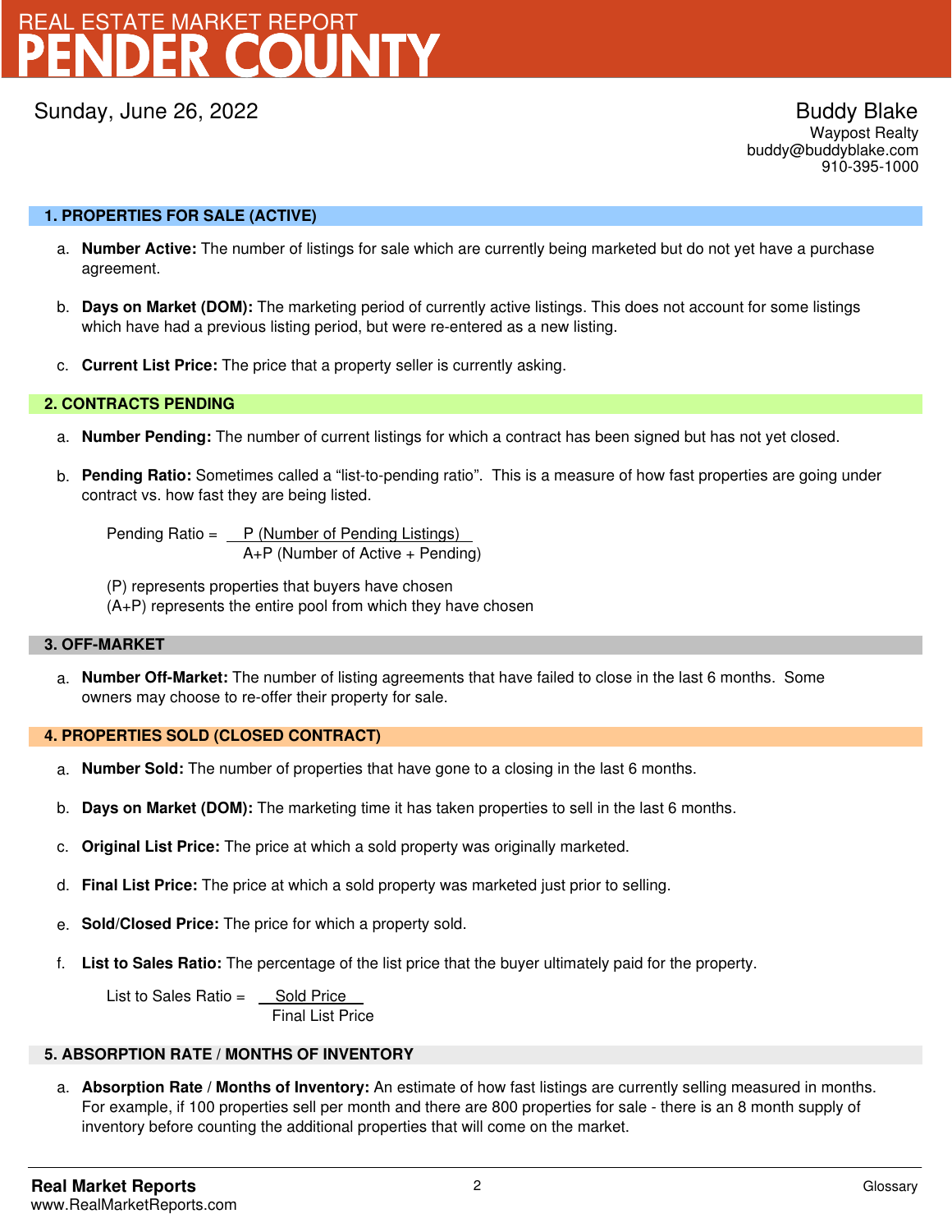# REAL ESTATE MARKET REPORT PENDER COUNTY

Sunday, June 26, 2022

**Buddy Blake**
Waypost Realty
buddy@buddyblake.com
910-395-1000

## 1. PROPERTIES FOR SALE (ACTIVE)

a. **Number Active:** The number of listings for sale which are currently being marketed but do not yet have a purchase agreement.

b. **Days on Market (DOM):** The marketing period of currently active listings. This does not account for some listings which have had a previous listing period, but were re-entered as a new listing.

c. **Current List Price:** The price that a property seller is currently asking.

## 2. CONTRACTS PENDING

a. **Number Pending:** The number of current listings for which a contract has been signed but has not yet closed.

b. **Pending Ratio:** Sometimes called a “list-to-pending ratio”. This is a measure of how fast properties are going under contract vs. how fast they are being listed.

$$\text{Pending Ratio} = \frac{\text{P (Number of Pending Listings)}}{\text{A+P (Number of Active + Pending)}}$$

(P) represents properties that buyers have chosen
(A+P) represents the entire pool from which they have chosen

## 3. OFF-MARKET

a. **Number Off-Market:** The number of listing agreements that have failed to close in the last 6 months. Some owners may choose to re-offer their property for sale.

## 4. PROPERTIES SOLD (CLOSED CONTRACT)

a. **Number Sold:** The number of properties that have gone to a closing in the last 6 months.

b. **Days on Market (DOM):** The marketing time it has taken properties to sell in the last 6 months.

c. **Original List Price:** The price at which a sold property was originally marketed.

d. **Final List Price:** The price at which a sold property was marketed just prior to selling.

e. **Sold/Closed Price:** The price for which a property sold.

f. **List to Sales Ratio:** The percentage of the list price that the buyer ultimately paid for the property.

$$\text{List to Sales Ratio} = \frac{\text{Sold Price}}{\text{Final List Price}}$$

## 5. ABSORPTION RATE / MONTHS OF INVENTORY

a. **Absorption Rate / Months of Inventory:** An estimate of how fast listings are currently selling measured in months. For example, if 100 properties sell per month and there are 800 properties for sale - there is an 8 month supply of inventory before counting the additional properties that will come on the market.